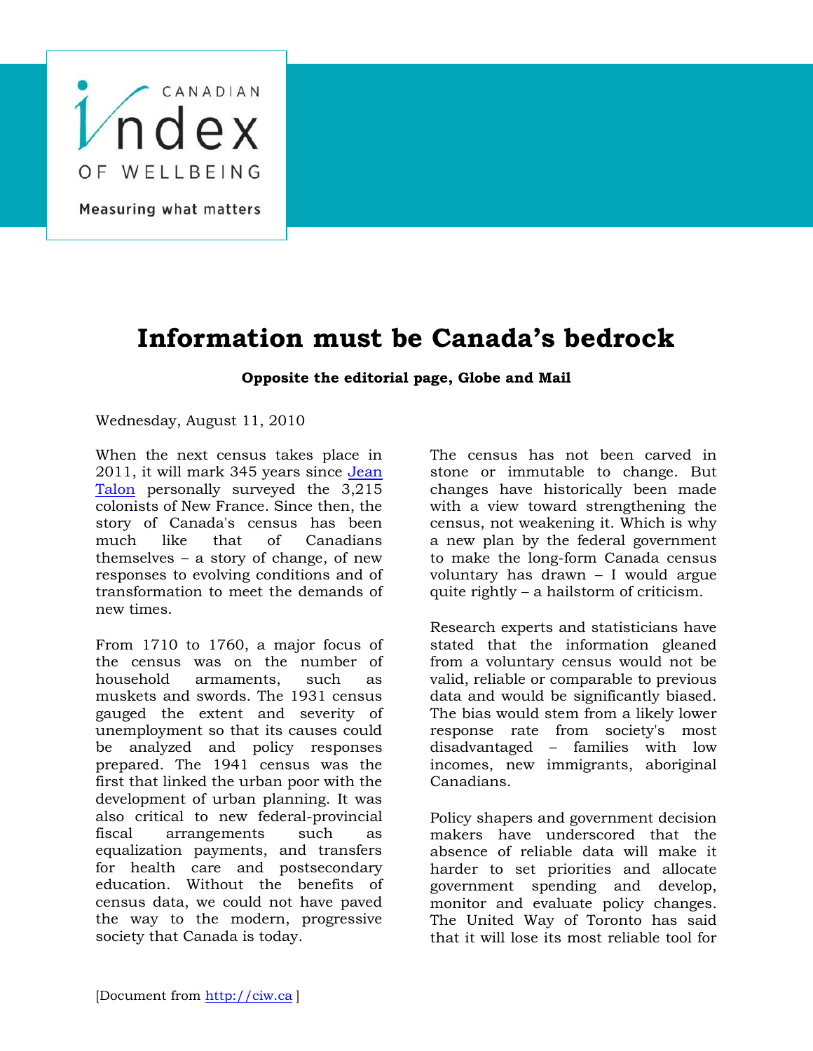CANADIAN Index OF WELLBEING

Measuring what matters

# Information must be Canada's bedrock

**Opposite the editorial page, Globe and Mail**

Wednesday, August 11, 2010

When the next census takes place in 2011, it will mark 345 years since [Jean Talon](#) personally surveyed the 3,215 colonists of New France. Since then, the story of Canada's census has been much like that of Canadians themselves – a story of change, of new responses to evolving conditions and of transformation to meet the demands of new times.

From 1710 to 1760, a major focus of the census was on the number of household armaments, such as muskets and swords. The 1931 census gauged the extent and severity of unemployment so that its causes could be analyzed and policy responses prepared. The 1941 census was the first that linked the urban poor with the development of urban planning. It was also critical to new federal-provincial fiscal arrangements such as equalization payments, and transfers for health care and postsecondary education. Without the benefits of census data, we could not have paved the way to the modern, progressive society that Canada is today.

The census has not been carved in stone or immutable to change. But changes have historically been made with a view toward strengthening the census, not weakening it. Which is why a new plan by the federal government to make the long-form Canada census voluntary has drawn – I would argue quite rightly – a hailstorm of criticism.

Research experts and statisticians have stated that the information gleaned from a voluntary census would not be valid, reliable or comparable to previous data and would be significantly biased. The bias would stem from a likely lower response rate from society's most disadvantaged – families with low incomes, new immigrants, aboriginal Canadians.

Policy shapers and government decision makers have underscored that the absence of reliable data will make it harder to set priorities and allocate government spending and develop, monitor and evaluate policy changes. The United Way of Toronto has said that it will lose its most reliable tool for

[Document from http://ciw.ca ]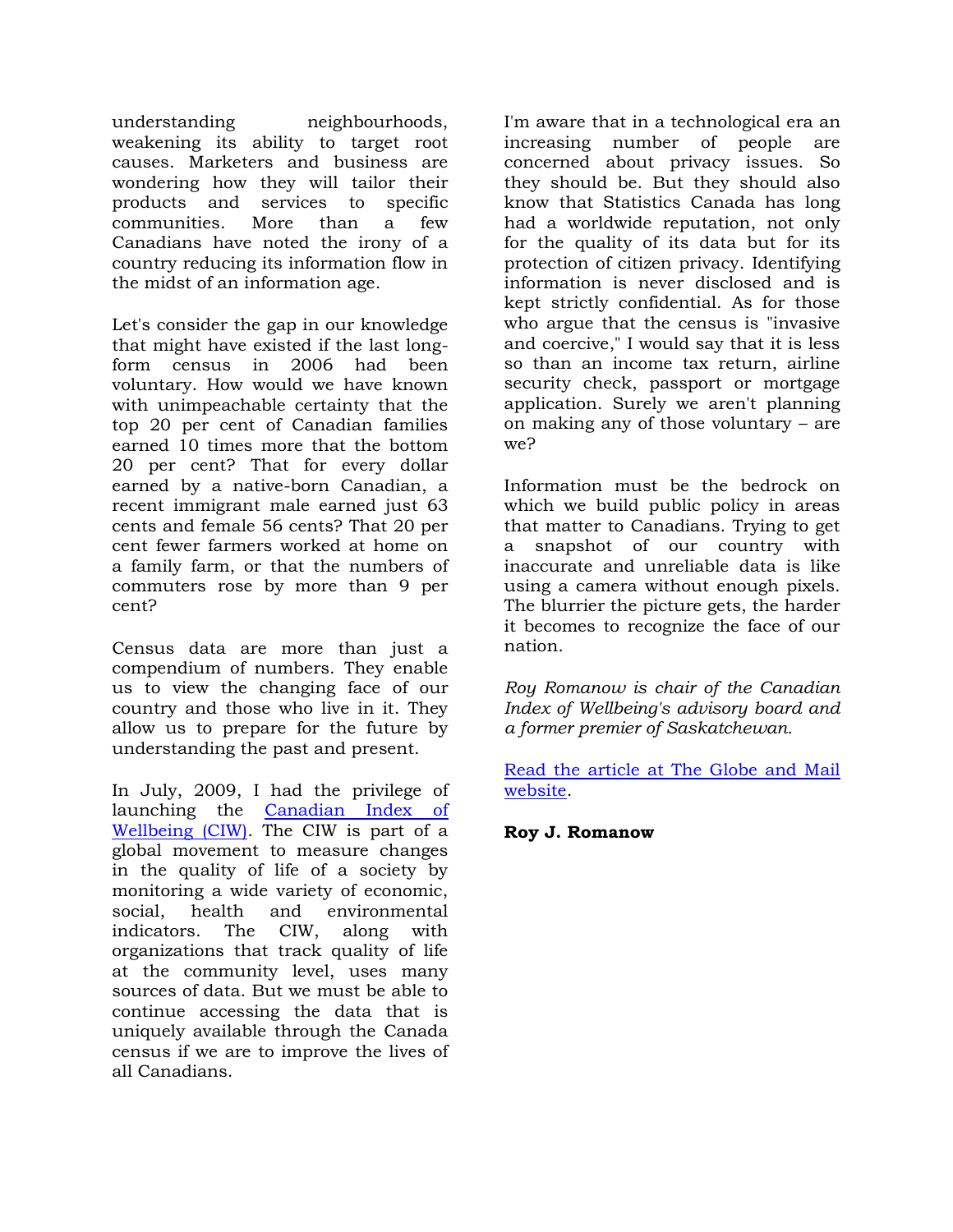understanding neighbourhoods, weakening its ability to target root causes. Marketers and business are wondering how they will tailor their products and services to specific communities. More than a few Canadians have noted the irony of a country reducing its information flow in the midst of an information age.

Let's consider the gap in our knowledge that might have existed if the last long-form census in 2006 had been voluntary. How would we have known with unimpeachable certainty that the top 20 per cent of Canadian families earned 10 times more that the bottom 20 per cent? That for every dollar earned by a native-born Canadian, a recent immigrant male earned just 63 cents and female 56 cents? That 20 per cent fewer farmers worked at home on a family farm, or that the numbers of commuters rose by more than 9 per cent?

Census data are more than just a compendium of numbers. They enable us to view the changing face of our country and those who live in it. They allow us to prepare for the future by understanding the past and present.

In July, 2009, I had the privilege of launching the [Canadian Index of Wellbeing (CIW)](). The CIW is part of a global movement to measure changes in the quality of life of a society by monitoring a wide variety of economic, social, health and environmental indicators. The CIW, along with organizations that track quality of life at the community level, uses many sources of data. But we must be able to continue accessing the data that is uniquely available through the Canada census if we are to improve the lives of all Canadians.

I'm aware that in a technological era an increasing number of people are concerned about privacy issues. So they should be. But they should also know that Statistics Canada has long had a worldwide reputation, not only for the quality of its data but for its protection of citizen privacy. Identifying information is never disclosed and is kept strictly confidential. As for those who argue that the census is "invasive and coercive," I would say that it is less so than an income tax return, airline security check, passport or mortgage application. Surely we aren't planning on making any of those voluntary – are we?

Information must be the bedrock on which we build public policy in areas that matter to Canadians. Trying to get a snapshot of our country with inaccurate and unreliable data is like using a camera without enough pixels. The blurrier the picture gets, the harder it becomes to recognize the face of our nation.

*Roy Romanow is chair of the Canadian Index of Wellbeing's advisory board and a former premier of Saskatchewan.*

[Read the article at The Globe and Mail website]().

**Roy J. Romanow**